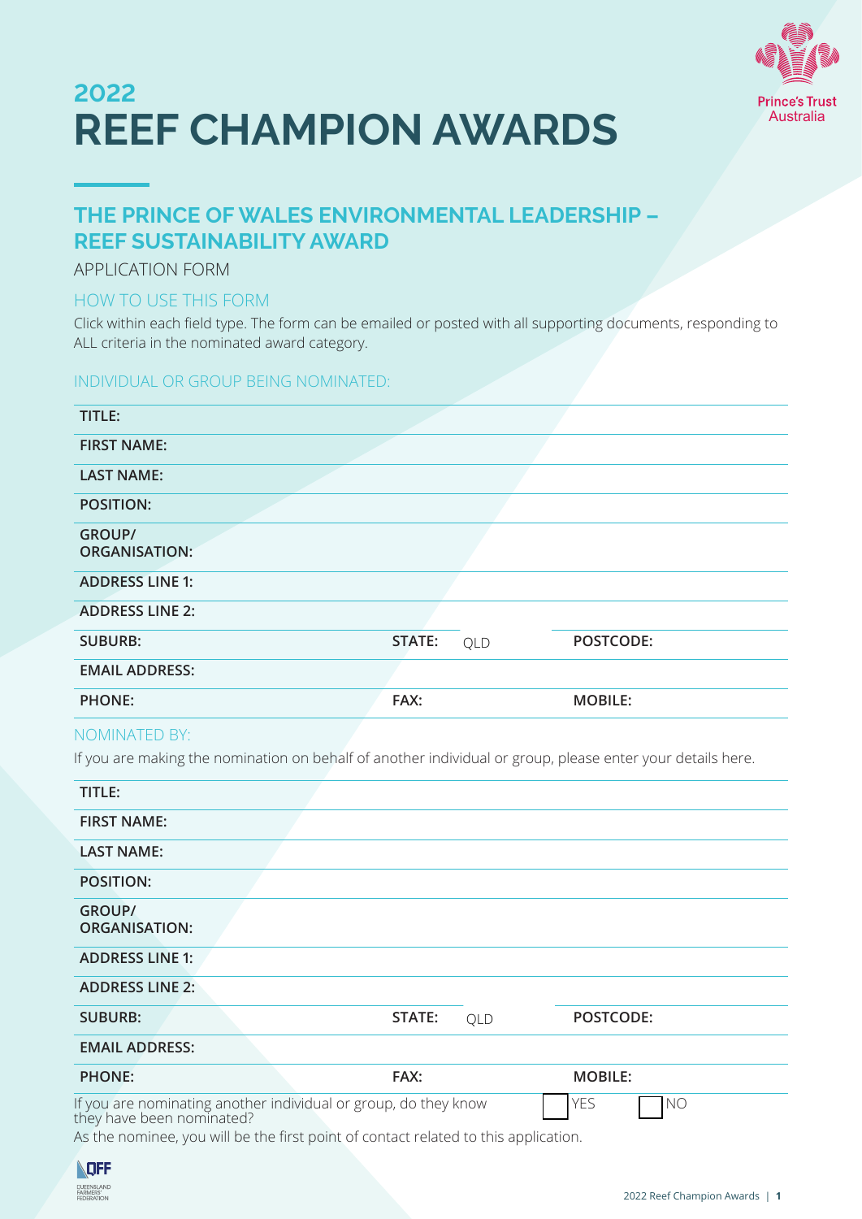Prince's Trust Australia

# 2022 REEF CHAMPION AWARDS

## THE PRINCE OF WALES ENVIRONMENTAL LEADERSHIP – REEF SUSTAINABILITY AWARD

APPLICATION FORM

### HOW TO USE THIS FORM

Click within each field type. The form can be emailed or posted with all supporting documents, responding to ALL criteria in the nominated award category.

### INDIVIDUAL OR GROUP BEING NOMINATED:

| | | | | | |
|---|---|---|---|---|---|
| **TITLE:** | | | | | |
| **FIRST NAME:** | | | | | |
| **LAST NAME:** | | | | | |
| **POSITION:** | | | | | |
| **GROUP/ ORGANISATION:** | | | | | |
| **ADDRESS LINE 1:** | | | | | |
| **ADDRESS LINE 2:** | | | | | |
| **SUBURB:** | | **STATE:** | QLD | **POSTCODE:** | |
| **EMAIL ADDRESS:** | | | | | |
| **PHONE:** | | **FAX:** | | **MOBILE:** | |

### NOMINATED BY:

If you are making the nomination on behalf of another individual or group, please enter your details here.

| | | | | | |
|---|---|---|---|---|---|
| **TITLE:** | | | | | |
| **FIRST NAME:** | | | | | |
| **LAST NAME:** | | | | | |
| **POSITION:** | | | | | |
| **GROUP/ ORGANISATION:** | | | | | |
| **ADDRESS LINE 1:** | | | | | |
| **ADDRESS LINE 2:** | | | | | |
| **SUBURB:** | | **STATE:** | QLD | **POSTCODE:** | |
| **EMAIL ADDRESS:** | | | | | |
| **PHONE:** | | **FAX:** | | **MOBILE:** | |

If you are nominating another individual or group, do they know they have been nominated? ☐ YES ☐ NO

As the nominee, you will be the first point of contact related to this application.

QFF QUEENSLAND FARMERS' FEDERATION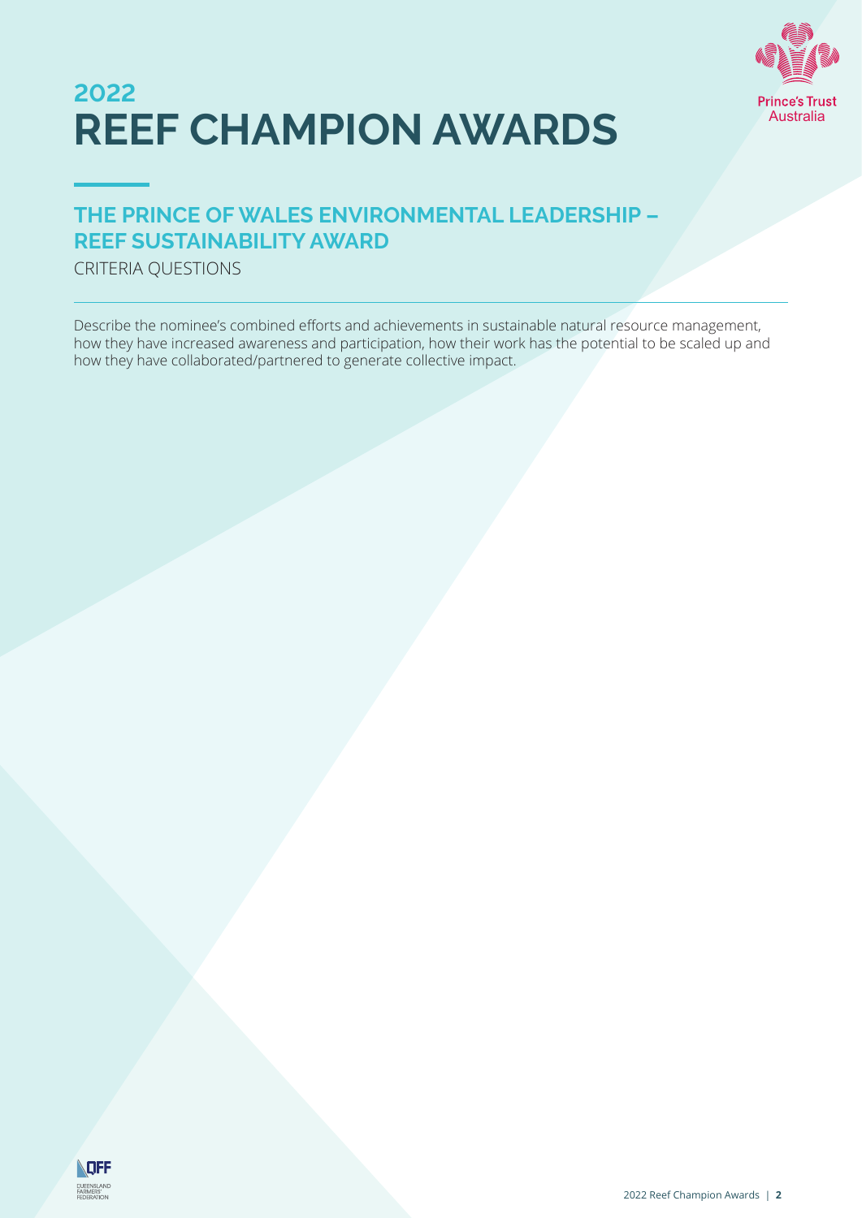# 2022 REEF CHAMPION AWARDS

## THE PRINCE OF WALES ENVIRONMENTAL LEADERSHIP – REEF SUSTAINABILITY AWARD

CRITERIA QUESTIONS

Describe the nominee's combined efforts and achievements in sustainable natural resource management, how they have increased awareness and participation, how their work has the potential to be scaled up and how they have collaborated/partnered to generate collective impact.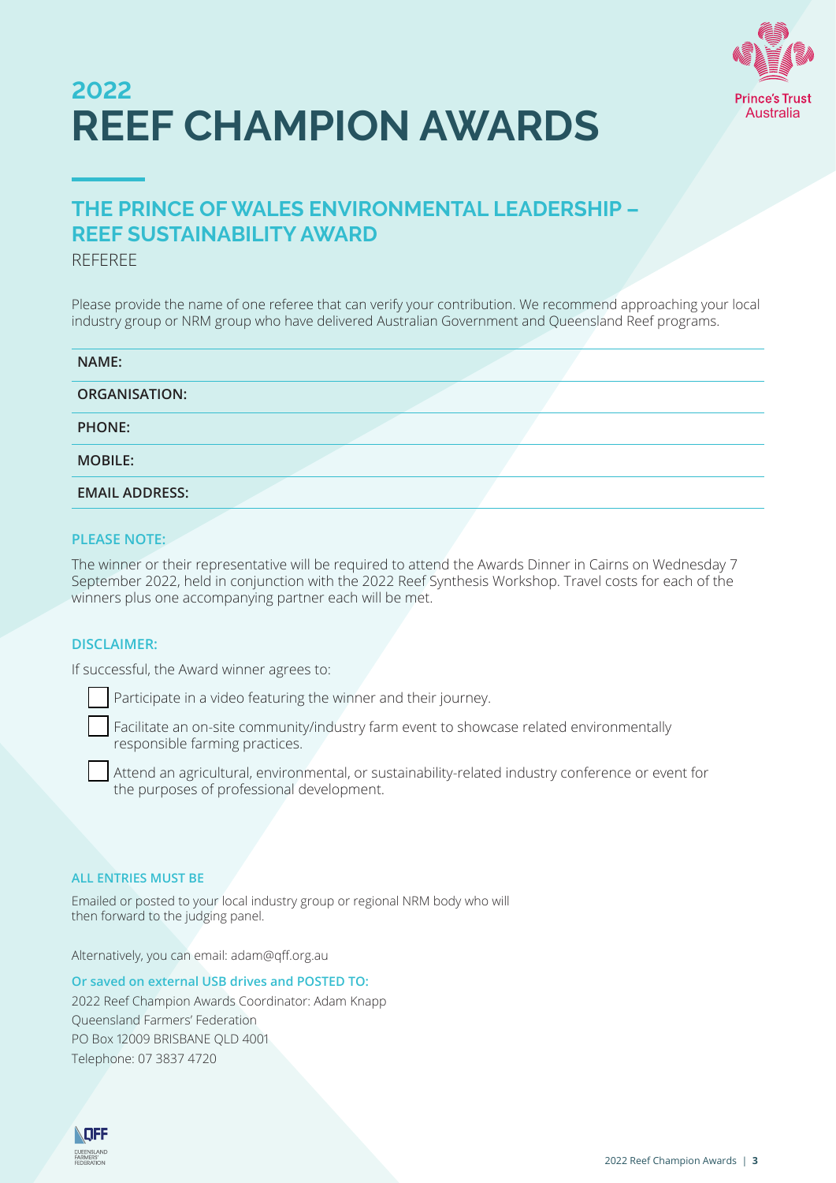# 2022 REEF CHAMPION AWARDS

## THE PRINCE OF WALES ENVIRONMENTAL LEADERSHIP – REEF SUSTAINABILITY AWARD

REFEREE

Please provide the name of one referee that can verify your contribution. We recommend approaching your local industry group or NRM group who have delivered Australian Government and Queensland Reef programs.

| | |
|---|---|
| **NAME:** | |
| **ORGANISATION:** | |
| **PHONE:** | |
| **MOBILE:** | |
| **EMAIL ADDRESS:** | |

### PLEASE NOTE:

The winner or their representative will be required to attend the Awards Dinner in Cairns on Wednesday 7 September 2022, held in conjunction with the 2022 Reef Synthesis Workshop. Travel costs for each of the winners plus one accompanying partner each will be met.

### DISCLAIMER:

If successful, the Award winner agrees to:

- [ ] Participate in a video featuring the winner and their journey.
- [ ] Facilitate an on-site community/industry farm event to showcase related environmentally responsible farming practices.
- [ ] Attend an agricultural, environmental, or sustainability-related industry conference or event for the purposes of professional development.

#### ALL ENTRIES MUST BE

Emailed or posted to your local industry group or regional NRM body who will then forward to the judging panel.

Alternatively, you can email: adam@qff.org.au

**Or saved on external USB drives and POSTED TO:**

2022 Reef Champion Awards Coordinator: Adam Knapp
Queensland Farmers' Federation
PO Box 12009 BRISBANE QLD 4001
Telephone: 07 3837 4720